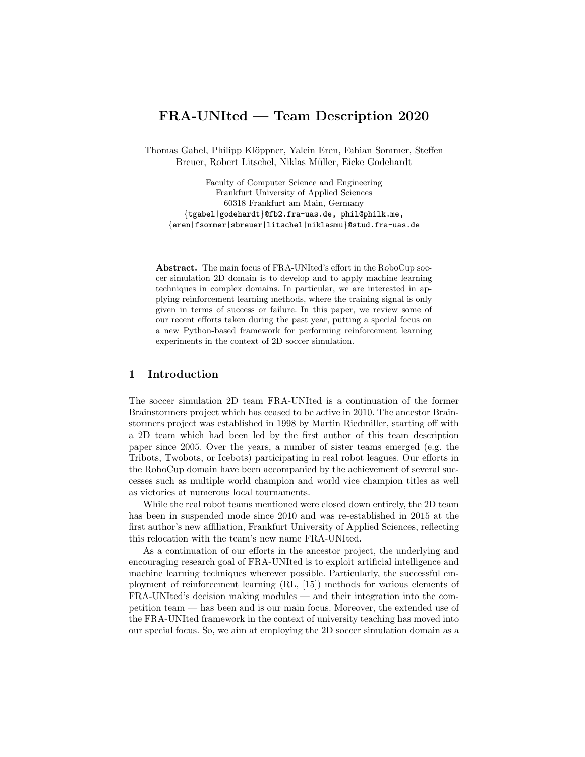# FRA-UNIted — Team Description 2020

Thomas Gabel, Philipp Klöppner, Yalcin Eren, Fabian Sommer, Steffen Breuer, Robert Litschel, Niklas Müller, Eicke Godehardt

Faculty of Computer Science and Engineering
Frankfurt University of Applied Sciences
60318 Frankfurt am Main, Germany
{tgabel|godehardt}@fb2.fra-uas.de, phil@philk.me,
{eren|fsommer|sbreuer|litschel|niklasmu}@stud.fra-uas.de

**Abstract.** The main focus of FRA-UNIted's effort in the RoboCup soccer simulation 2D domain is to develop and to apply machine learning techniques in complex domains. In particular, we are interested in applying reinforcement learning methods, where the training signal is only given in terms of success or failure. In this paper, we review some of our recent efforts taken during the past year, putting a special focus on a new Python-based framework for performing reinforcement learning experiments in the context of 2D soccer simulation.

## 1 Introduction

The soccer simulation 2D team FRA-UNIted is a continuation of the former Brainstormers project which has ceased to be active in 2010. The ancestor Brainstormers project was established in 1998 by Martin Riedmiller, starting off with a 2D team which had been led by the first author of this team description paper since 2005. Over the years, a number of sister teams emerged (e.g. the Tribots, Twobots, or Icebots) participating in real robot leagues. Our efforts in the RoboCup domain have been accompanied by the achievement of several successes such as multiple world champion and world vice champion titles as well as victories at numerous local tournaments.

While the real robot teams mentioned were closed down entirely, the 2D team has been in suspended mode since 2010 and was re-established in 2015 at the first author's new affiliation, Frankfurt University of Applied Sciences, reflecting this relocation with the team's new name FRA-UNIted.

As a continuation of our efforts in the ancestor project, the underlying and encouraging research goal of FRA-UNIted is to exploit artificial intelligence and machine learning techniques wherever possible. Particularly, the successful employment of reinforcement learning (RL, [15]) methods for various elements of FRA-UNIted's decision making modules — and their integration into the competition team — has been and is our main focus. Moreover, the extended use of the FRA-UNIted framework in the context of university teaching has moved into our special focus. So, we aim at employing the 2D soccer simulation domain as a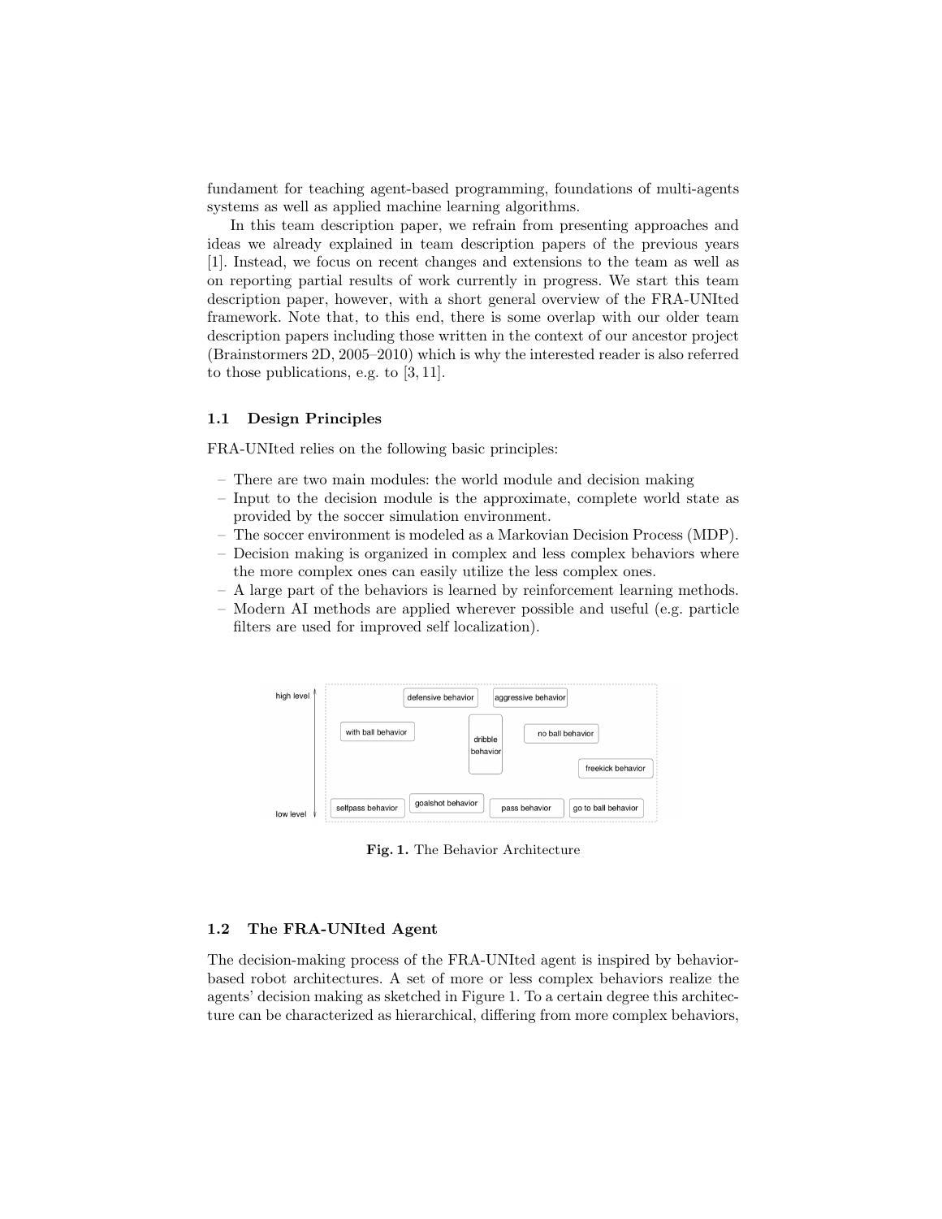fundament for teaching agent-based programming, foundations of multi-agents systems as well as applied machine learning algorithms.

In this team description paper, we refrain from presenting approaches and ideas we already explained in team description papers of the previous years [1]. Instead, we focus on recent changes and extensions to the team as well as on reporting partial results of work currently in progress. We start this team description paper, however, with a short general overview of the FRA-UNIted framework. Note that, to this end, there is some overlap with our older team description papers including those written in the context of our ancestor project (Brainstormers 2D, 2005–2010) which is why the interested reader is also referred to those publications, e.g. to [3, 11].

### 1.1 Design Principles

FRA-UNIted relies on the following basic principles:

- There are two main modules: the world module and decision making
- Input to the decision module is the approximate, complete world state as provided by the soccer simulation environment.
- The soccer environment is modeled as a Markovian Decision Process (MDP).
- Decision making is organized in complex and less complex behaviors where the more complex ones can easily utilize the less complex ones.
- A large part of the behaviors is learned by reinforcement learning methods.
- Modern AI methods are applied wherever possible and useful (e.g. particle filters are used for improved self localization).

**Fig. 1.** The Behavior Architecture

### 1.2 The FRA-UNIted Agent

The decision-making process of the FRA-UNIted agent is inspired by behavior-based robot architectures. A set of more or less complex behaviors realize the agents' decision making as sketched in Figure 1. To a certain degree this architecture can be characterized as hierarchical, differing from more complex behaviors,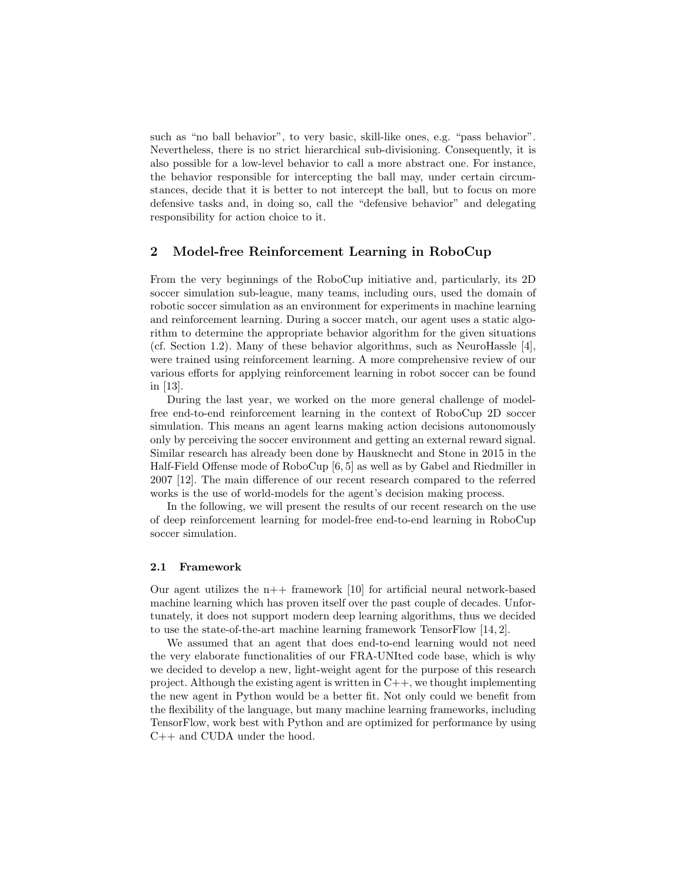such as "no ball behavior", to very basic, skill-like ones, e.g. "pass behavior". Nevertheless, there is no strict hierarchical sub-divisioning. Consequently, it is also possible for a low-level behavior to call a more abstract one. For instance, the behavior responsible for intercepting the ball may, under certain circumstances, decide that it is better to not intercept the ball, but to focus on more defensive tasks and, in doing so, call the "defensive behavior" and delegating responsibility for action choice to it.

## 2 Model-free Reinforcement Learning in RoboCup

From the very beginnings of the RoboCup initiative and, particularly, its 2D soccer simulation sub-league, many teams, including ours, used the domain of robotic soccer simulation as an environment for experiments in machine learning and reinforcement learning. During a soccer match, our agent uses a static algorithm to determine the appropriate behavior algorithm for the given situations (cf. Section 1.2). Many of these behavior algorithms, such as NeuroHassle [4], were trained using reinforcement learning. A more comprehensive review of our various efforts for applying reinforcement learning in robot soccer can be found in [13].

During the last year, we worked on the more general challenge of model-free end-to-end reinforcement learning in the context of RoboCup 2D soccer simulation. This means an agent learns making action decisions autonomously only by perceiving the soccer environment and getting an external reward signal. Similar research has already been done by Hausknecht and Stone in 2015 in the Half-Field Offense mode of RoboCup [6, 5] as well as by Gabel and Riedmiller in 2007 [12]. The main difference of our recent research compared to the referred works is the use of world-models for the agent's decision making process.

In the following, we will present the results of our recent research on the use of deep reinforcement learning for model-free end-to-end learning in RoboCup soccer simulation.

### 2.1 Framework

Our agent utilizes the n++ framework [10] for artificial neural network-based machine learning which has proven itself over the past couple of decades. Unfortunately, it does not support modern deep learning algorithms, thus we decided to use the state-of-the-art machine learning framework TensorFlow [14, 2].

We assumed that an agent that does end-to-end learning would not need the very elaborate functionalities of our FRA-UNIted code base, which is why we decided to develop a new, light-weight agent for the purpose of this research project. Although the existing agent is written in C++, we thought implementing the new agent in Python would be a better fit. Not only could we benefit from the flexibility of the language, but many machine learning frameworks, including TensorFlow, work best with Python and are optimized for performance by using C++ and CUDA under the hood.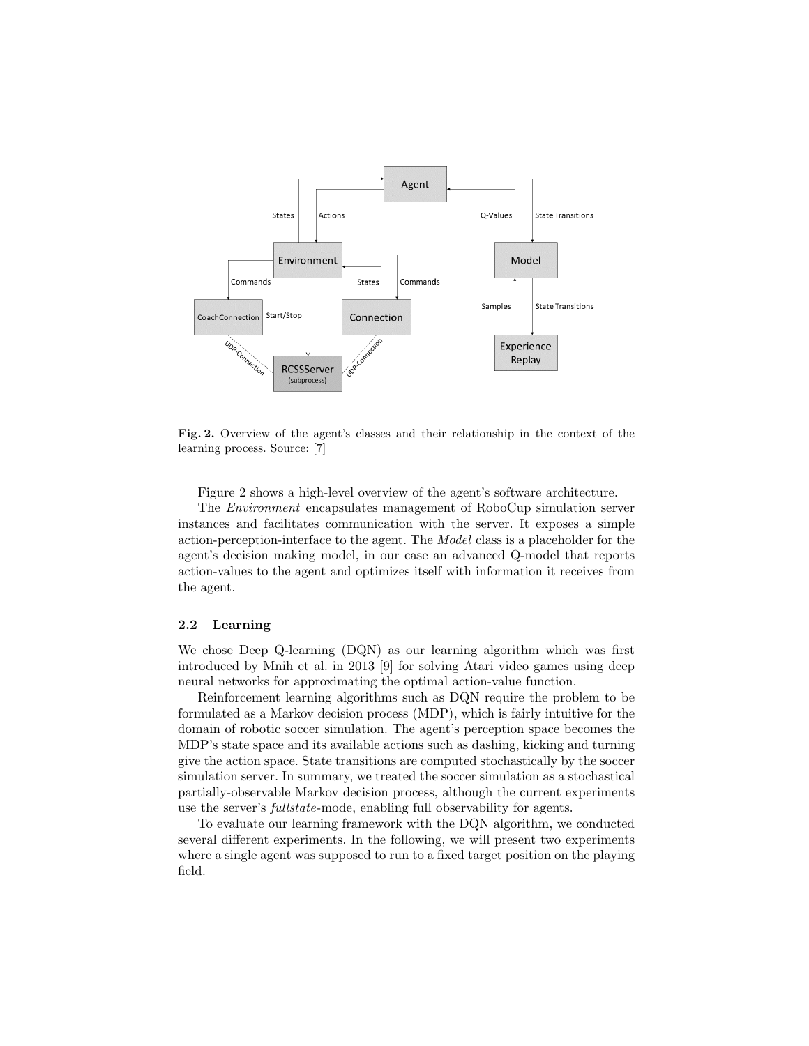**Fig. 2.** Overview of the agent's classes and their relationship in the context of the learning process. Source: [7]

Figure 2 shows a high-level overview of the agent's software architecture.

The *Environment* encapsulates management of RoboCup simulation server instances and facilitates communication with the server. It exposes a simple action-perception-interface to the agent. The *Model* class is a placeholder for the agent's decision making model, in our case an advanced Q-model that reports action-values to the agent and optimizes itself with information it receives from the agent.

### 2.2 Learning

We chose Deep Q-learning (DQN) as our learning algorithm which was first introduced by Mnih et al. in 2013 [9] for solving Atari video games using deep neural networks for approximating the optimal action-value function.

Reinforcement learning algorithms such as DQN require the problem to be formulated as a Markov decision process (MDP), which is fairly intuitive for the domain of robotic soccer simulation. The agent's perception space becomes the MDP's state space and its available actions such as dashing, kicking and turning give the action space. State transitions are computed stochastically by the soccer simulation server. In summary, we treated the soccer simulation as a stochastical partially-observable Markov decision process, although the current experiments use the server's *fullstate*-mode, enabling full observability for agents.

To evaluate our learning framework with the DQN algorithm, we conducted several different experiments. In the following, we will present two experiments where a single agent was supposed to run to a fixed target position on the playing field.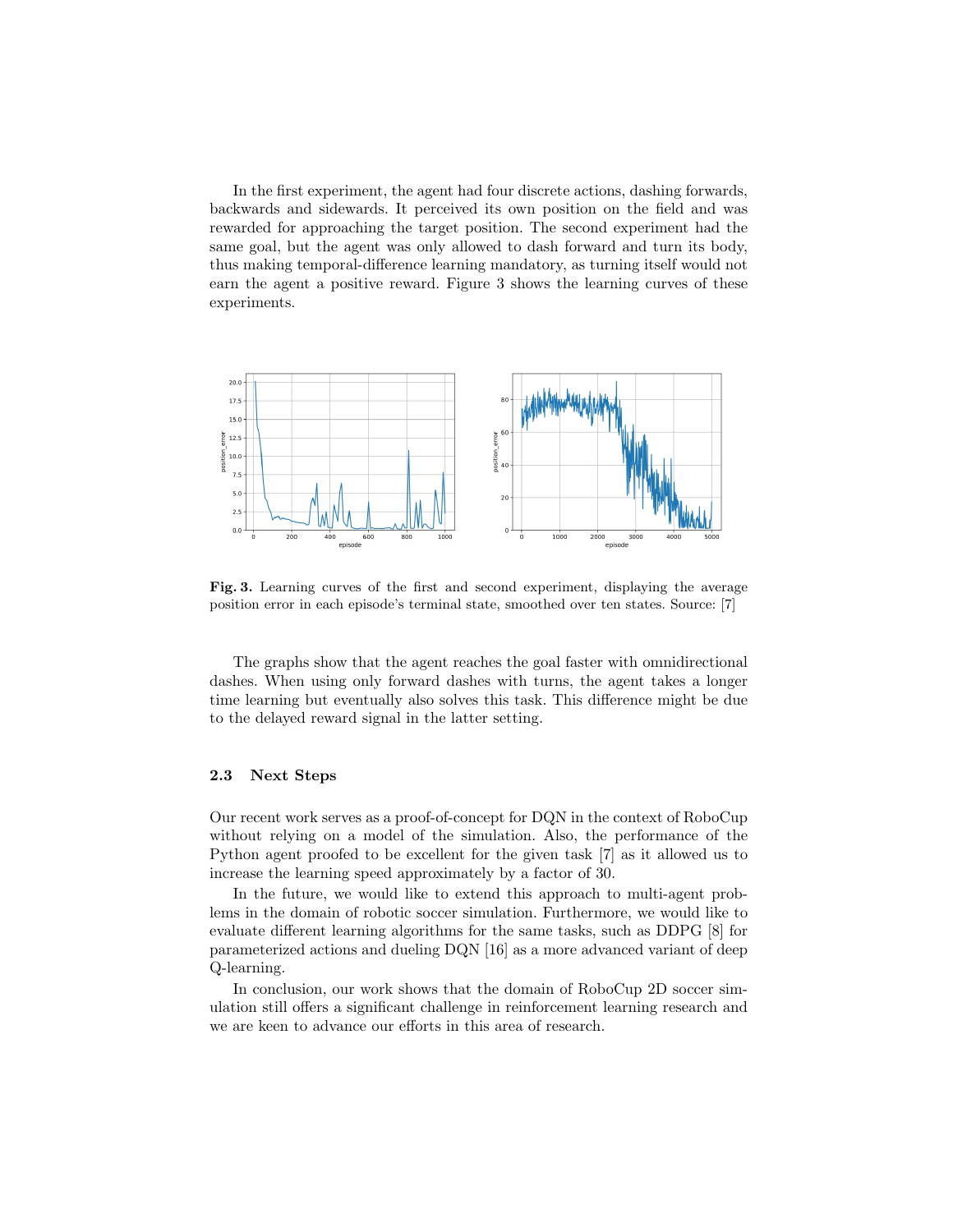In the first experiment, the agent had four discrete actions, dashing forwards, backwards and sidewards. It perceived its own position on the field and was rewarded for approaching the target position. The second experiment had the same goal, but the agent was only allowed to dash forward and turn its body, thus making temporal-difference learning mandatory, as turning itself would not earn the agent a positive reward. Figure 3 shows the learning curves of these experiments.

**Fig. 3.** Learning curves of the first and second experiment, displaying the average position error in each episode's terminal state, smoothed over ten states. Source: [7]

The graphs show that the agent reaches the goal faster with omnidirectional dashes. When using only forward dashes with turns, the agent takes a longer time learning but eventually also solves this task. This difference might be due to the delayed reward signal in the latter setting.

### 2.3 Next Steps

Our recent work serves as a proof-of-concept for DQN in the context of RoboCup without relying on a model of the simulation. Also, the performance of the Python agent proofed to be excellent for the given task [7] as it allowed us to increase the learning speed approximately by a factor of 30.

In the future, we would like to extend this approach to multi-agent problems in the domain of robotic soccer simulation. Furthermore, we would like to evaluate different learning algorithms for the same tasks, such as DDPG [8] for parameterized actions and dueling DQN [16] as a more advanced variant of deep Q-learning.

In conclusion, our work shows that the domain of RoboCup 2D soccer simulation still offers a significant challenge in reinforcement learning research and we are keen to advance our efforts in this area of research.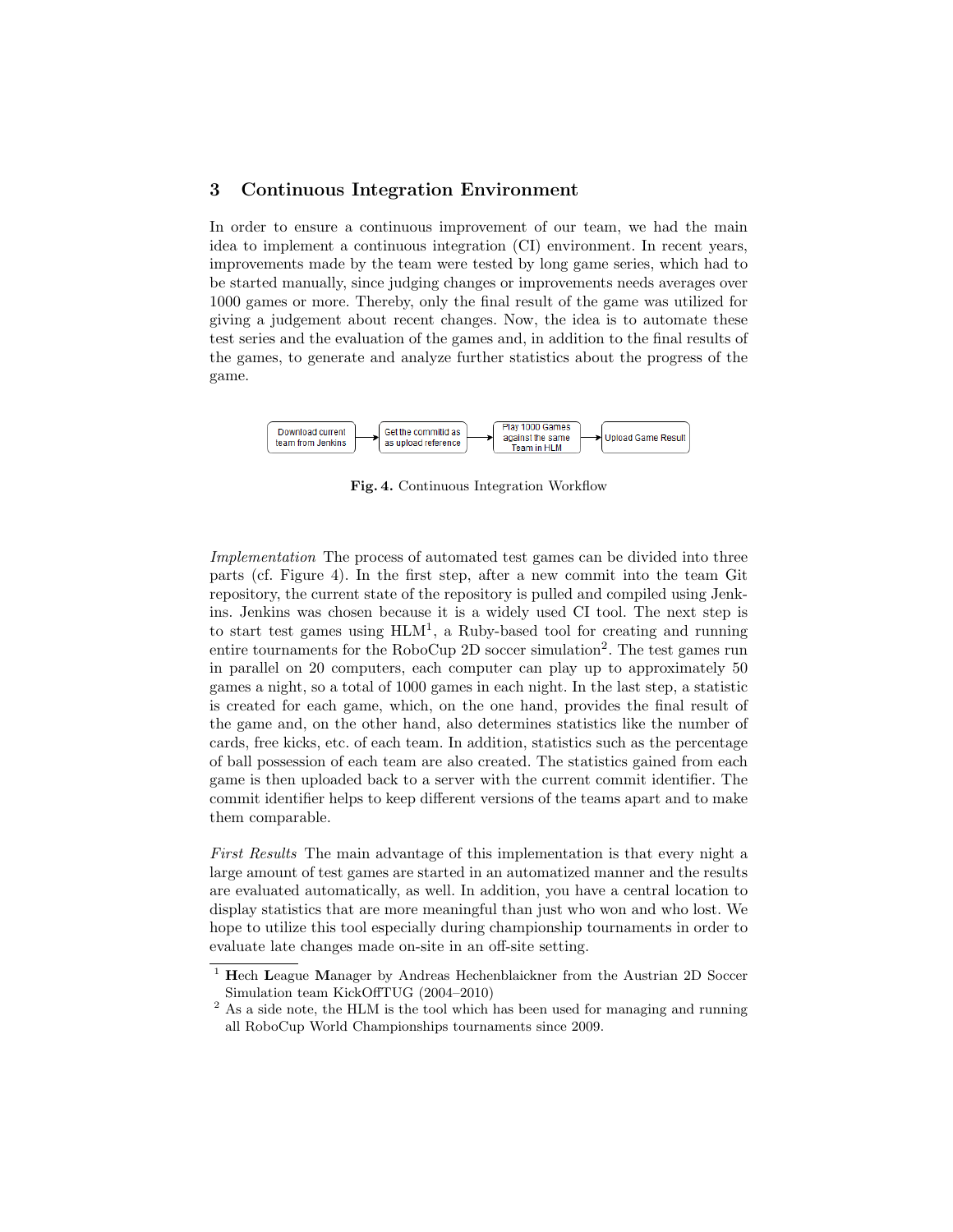## 3 Continuous Integration Environment

In order to ensure a continuous improvement of our team, we had the main idea to implement a continuous integration (CI) environment. In recent years, improvements made by the team were tested by long game series, which had to be started manually, since judging changes or improvements needs averages over 1000 games or more. Thereby, only the final result of the game was utilized for giving a judgement about recent changes. Now, the idea is to automate these test series and the evaluation of the games and, in addition to the final results of the games, to generate and analyze further statistics about the progress of the game.

Download current team from Jenkins → Get the commitId as as upload reference → Play 1000 Games against the same Team in HLM → Upload Game Result

**Fig. 4.** Continuous Integration Workflow

*Implementation* The process of automated test games can be divided into three parts (cf. Figure 4). In the first step, after a new commit into the team Git repository, the current state of the repository is pulled and compiled using Jenkins. Jenkins was chosen because it is a widely used CI tool. The next step is to start test games using HLM[1], a Ruby-based tool for creating and running entire tournaments for the RoboCup 2D soccer simulation[2]. The test games run in parallel on 20 computers, each computer can play up to approximately 50 games a night, so a total of 1000 games in each night. In the last step, a statistic is created for each game, which, on the one hand, provides the final result of the game and, on the other hand, also determines statistics like the number of cards, free kicks, etc. of each team. In addition, statistics such as the percentage of ball possession of each team are also created. The statistics gained from each game is then uploaded back to a server with the current commit identifier. The commit identifier helps to keep different versions of the teams apart and to make them comparable.

*First Results* The main advantage of this implementation is that every night a large amount of test games are started in an automatized manner and the results are evaluated automatically, as well. In addition, you have a central location to display statistics that are more meaningful than just who won and who lost. We hope to utilize this tool especially during championship tournaments in order to evaluate late changes made on-site in an off-site setting.

[1] **H**ech **L**eague **M**anager by Andreas Hechenblaickner from the Austrian 2D Soccer Simulation team KickOffTUG (2004–2010)

[2] As a side note, the HLM is the tool which has been used for managing and running all RoboCup World Championships tournaments since 2009.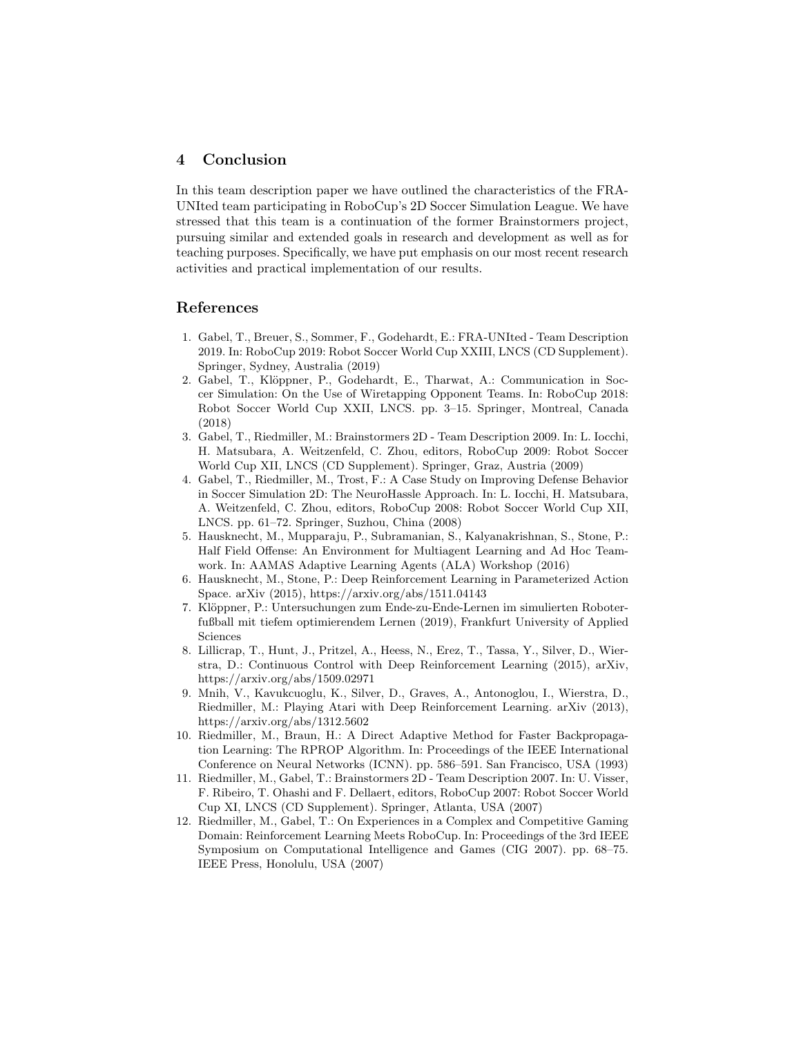## 4 Conclusion

In this team description paper we have outlined the characteristics of the FRA-UNIted team participating in RoboCup's 2D Soccer Simulation League. We have stressed that this team is a continuation of the former Brainstormers project, pursuing similar and extended goals in research and development as well as for teaching purposes. Specifically, we have put emphasis on our most recent research activities and practical implementation of our results.

## References

1. Gabel, T., Breuer, S., Sommer, F., Godehardt, E.: FRA-UNIted - Team Description 2019. In: RoboCup 2019: Robot Soccer World Cup XXIII, LNCS (CD Supplement). Springer, Sydney, Australia (2019)
2. Gabel, T., Klöppner, P., Godehardt, E., Tharwat, A.: Communication in Soccer Simulation: On the Use of Wiretapping Opponent Teams. In: RoboCup 2018: Robot Soccer World Cup XXII, LNCS. pp. 3–15. Springer, Montreal, Canada (2018)
3. Gabel, T., Riedmiller, M.: Brainstormers 2D - Team Description 2009. In: L. Iocchi, H. Matsubara, A. Weitzenfeld, C. Zhou, editors, RoboCup 2009: Robot Soccer World Cup XII, LNCS (CD Supplement). Springer, Graz, Austria (2009)
4. Gabel, T., Riedmiller, M., Trost, F.: A Case Study on Improving Defense Behavior in Soccer Simulation 2D: The NeuroHassle Approach. In: L. Iocchi, H. Matsubara, A. Weitzenfeld, C. Zhou, editors, RoboCup 2008: Robot Soccer World Cup XII, LNCS. pp. 61–72. Springer, Suzhou, China (2008)
5. Hausknecht, M., Mupparaju, P., Subramanian, S., Kalyanakrishnan, S., Stone, P.: Half Field Offense: An Environment for Multiagent Learning and Ad Hoc Teamwork. In: AAMAS Adaptive Learning Agents (ALA) Workshop (2016)
6. Hausknecht, M., Stone, P.: Deep Reinforcement Learning in Parameterized Action Space. arXiv (2015), https://arxiv.org/abs/1511.04143
7. Klöppner, P.: Untersuchungen zum Ende-zu-Ende-Lernen im simulierten Roboterfußball mit tiefem optimierendem Lernen (2019), Frankfurt University of Applied Sciences
8. Lillicrap, T., Hunt, J., Pritzel, A., Heess, N., Erez, T., Tassa, Y., Silver, D., Wierstra, D.: Continuous Control with Deep Reinforcement Learning (2015), arXiv, https://arxiv.org/abs/1509.02971
9. Mnih, V., Kavukcuoglu, K., Silver, D., Graves, A., Antonoglou, I., Wierstra, D., Riedmiller, M.: Playing Atari with Deep Reinforcement Learning. arXiv (2013), https://arxiv.org/abs/1312.5602
10. Riedmiller, M., Braun, H.: A Direct Adaptive Method for Faster Backpropagation Learning: The RPROP Algorithm. In: Proceedings of the IEEE International Conference on Neural Networks (ICNN). pp. 586–591. San Francisco, USA (1993)
11. Riedmiller, M., Gabel, T.: Brainstormers 2D - Team Description 2007. In: U. Visser, F. Ribeiro, T. Ohashi and F. Dellaert, editors, RoboCup 2007: Robot Soccer World Cup XI, LNCS (CD Supplement). Springer, Atlanta, USA (2007)
12. Riedmiller, M., Gabel, T.: On Experiences in a Complex and Competitive Gaming Domain: Reinforcement Learning Meets RoboCup. In: Proceedings of the 3rd IEEE Symposium on Computational Intelligence and Games (CIG 2007). pp. 68–75. IEEE Press, Honolulu, USA (2007)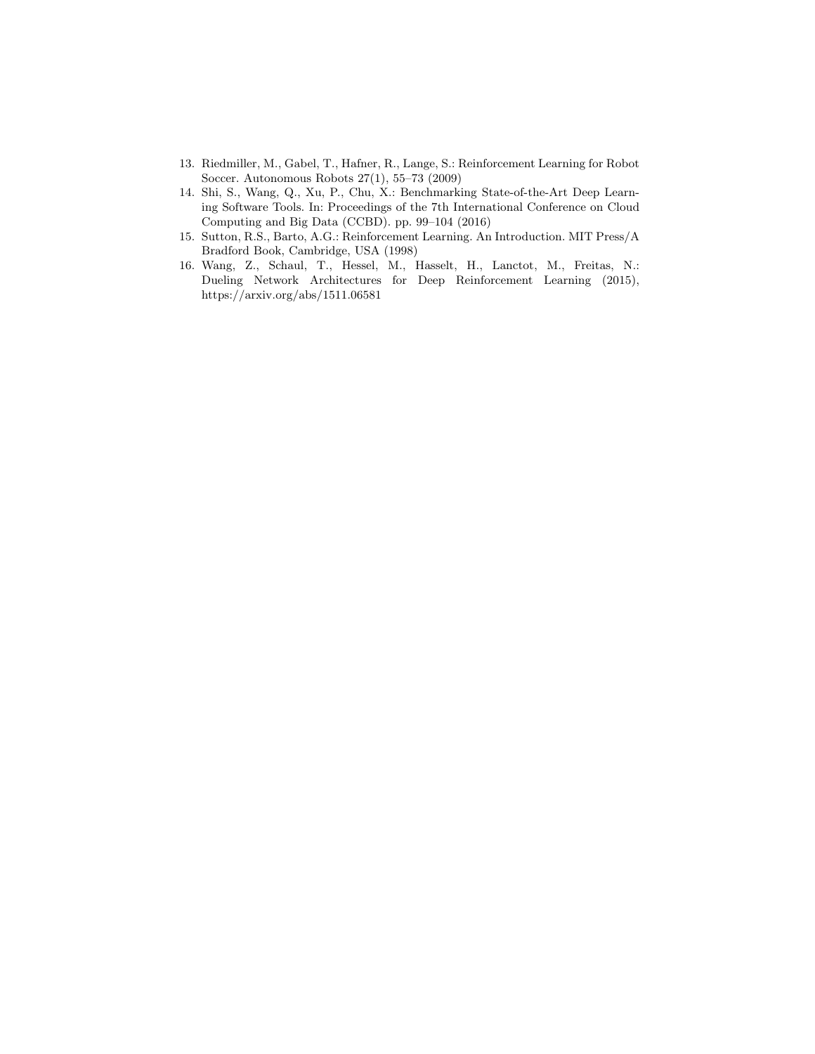13. Riedmiller, M., Gabel, T., Hafner, R., Lange, S.: Reinforcement Learning for Robot Soccer. Autonomous Robots 27(1), 55–73 (2009)
14. Shi, S., Wang, Q., Xu, P., Chu, X.: Benchmarking State-of-the-Art Deep Learning Software Tools. In: Proceedings of the 7th International Conference on Cloud Computing and Big Data (CCBD). pp. 99–104 (2016)
15. Sutton, R.S., Barto, A.G.: Reinforcement Learning. An Introduction. MIT Press/A Bradford Book, Cambridge, USA (1998)
16. Wang, Z., Schaul, T., Hessel, M., Hasselt, H., Lanctot, M., Freitas, N.: Dueling Network Architectures for Deep Reinforcement Learning (2015), https://arxiv.org/abs/1511.06581